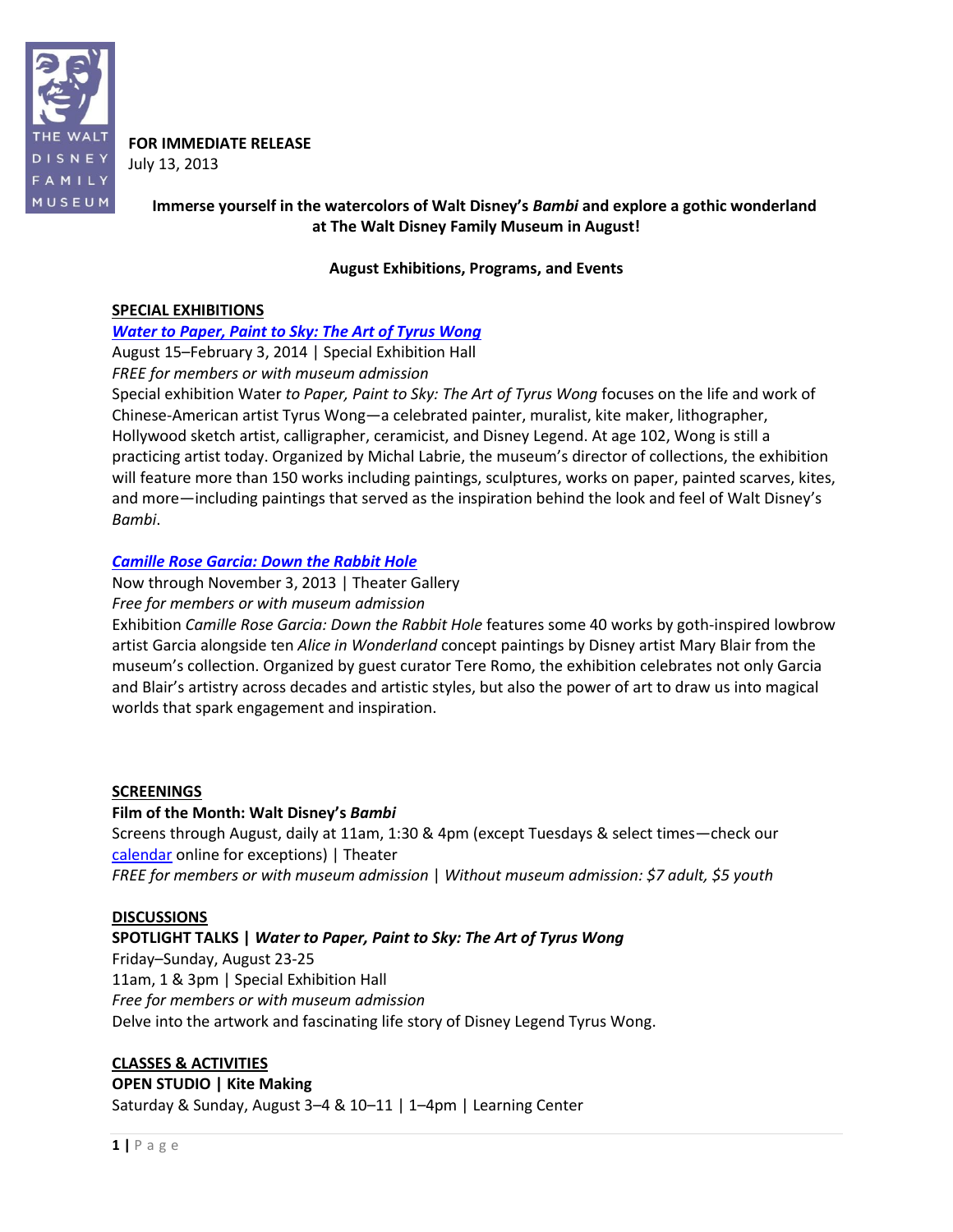THE WALT DISNEY FAMILY MUSEUM

**FOR IMMEDIATE RELEASE**
July 13, 2013

**Immerse yourself in the watercolors of Walt Disney's *Bambi* and explore a gothic wonderland at The Walt Disney Family Museum in August!**

**August Exhibitions, Programs, and Events**

## SPECIAL EXHIBITIONS

***Water to Paper, Paint to Sky: The Art of Tyrus Wong***
August 15–February 3, 2014 | Special Exhibition Hall
*FREE for members or with museum admission*
Special exhibition Water *to Paper, Paint to Sky: The Art of Tyrus Wong* focuses on the life and work of Chinese-American artist Tyrus Wong—a celebrated painter, muralist, kite maker, lithographer, Hollywood sketch artist, calligrapher, ceramicist, and Disney Legend. At age 102, Wong is still a practicing artist today. Organized by Michal Labrie, the museum's director of collections, the exhibition will feature more than 150 works including paintings, sculptures, works on paper, painted scarves, kites, and more—including paintings that served as the inspiration behind the look and feel of Walt Disney's *Bambi*.

***Camille Rose Garcia: Down the Rabbit Hole***
Now through November 3, 2013 | Theater Gallery
*Free for members or with museum admission*
Exhibition *Camille Rose Garcia: Down the Rabbit Hole* features some 40 works by goth-inspired lowbrow artist Garcia alongside ten *Alice in Wonderland* concept paintings by Disney artist Mary Blair from the museum's collection. Organized by guest curator Tere Romo, the exhibition celebrates not only Garcia and Blair's artistry across decades and artistic styles, but also the power of art to draw us into magical worlds that spark engagement and inspiration.

## SCREENINGS

**Film of the Month: Walt Disney's *Bambi***
Screens through August, daily at 11am, 1:30 & 4pm (except Tuesdays & select times—check our calendar online for exceptions) | Theater
*FREE for members or with museum admission* | *Without museum admission: $7 adult, $5 youth*

## DISCUSSIONS

**SPOTLIGHT TALKS | *Water to Paper, Paint to Sky: The Art of Tyrus Wong***
Friday–Sunday, August 23-25
11am, 1 & 3pm | Special Exhibition Hall
*Free for members or with museum admission*
Delve into the artwork and fascinating life story of Disney Legend Tyrus Wong.

## CLASSES & ACTIVITIES

**OPEN STUDIO | Kite Making**
Saturday & Sunday, August 3–4 & 10–11 | 1–4pm | Learning Center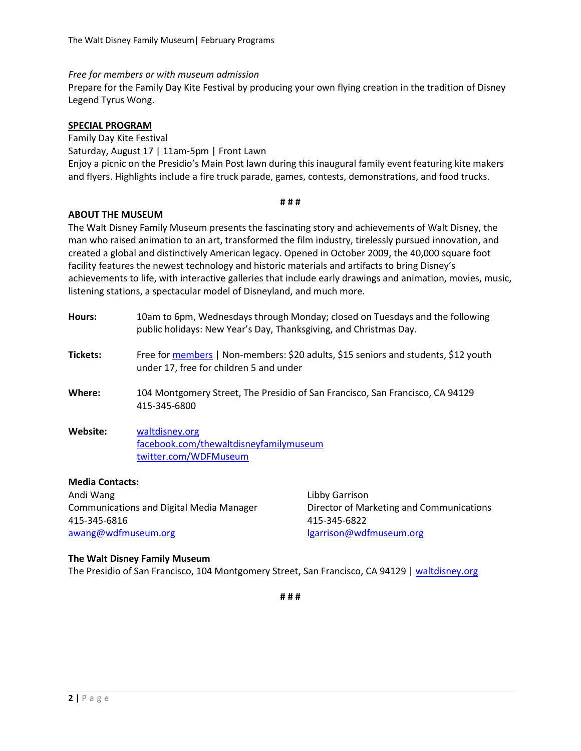*Free for members or with museum admission*
Prepare for the Family Day Kite Festival by producing your own flying creation in the tradition of Disney Legend Tyrus Wong.

**SPECIAL PROGRAM**

Family Day Kite Festival
Saturday, August 17 | 11am-5pm | Front Lawn
Enjoy a picnic on the Presidio's Main Post lawn during this inaugural family event featuring kite makers and flyers. Highlights include a fire truck parade, games, contests, demonstrations, and food trucks.

**# # #**

**ABOUT THE MUSEUM**

The Walt Disney Family Museum presents the fascinating story and achievements of Walt Disney, the man who raised animation to an art, transformed the film industry, tirelessly pursued innovation, and created a global and distinctively American legacy. Opened in October 2009, the 40,000 square foot facility features the newest technology and historic materials and artifacts to bring Disney's achievements to life, with interactive galleries that include early drawings and animation, movies, music, listening stations, a spectacular model of Disneyland, and much more.

**Hours:** 10am to 6pm, Wednesdays through Monday; closed on Tuesdays and the following public holidays: New Year's Day, Thanksgiving, and Christmas Day.

**Tickets:** Free for members | Non-members: $20 adults, $15 seniors and students, $12 youth under 17, free for children 5 and under

**Where:** 104 Montgomery Street, The Presidio of San Francisco, San Francisco, CA 94129
415-345-6800

**Website:** waltdisney.org
facebook.com/thewaltdisneyfamilymuseum
twitter.com/WDFMuseum

**Media Contacts:**

Andi Wang
Communications and Digital Media Manager
415-345-6816
awang@wdfmuseum.org

Libby Garrison
Director of Marketing and Communications
415-345-6822
lgarrison@wdfmuseum.org

**The Walt Disney Family Museum**
The Presidio of San Francisco, 104 Montgomery Street, San Francisco, CA 94129 | waltdisney.org

**# # #**